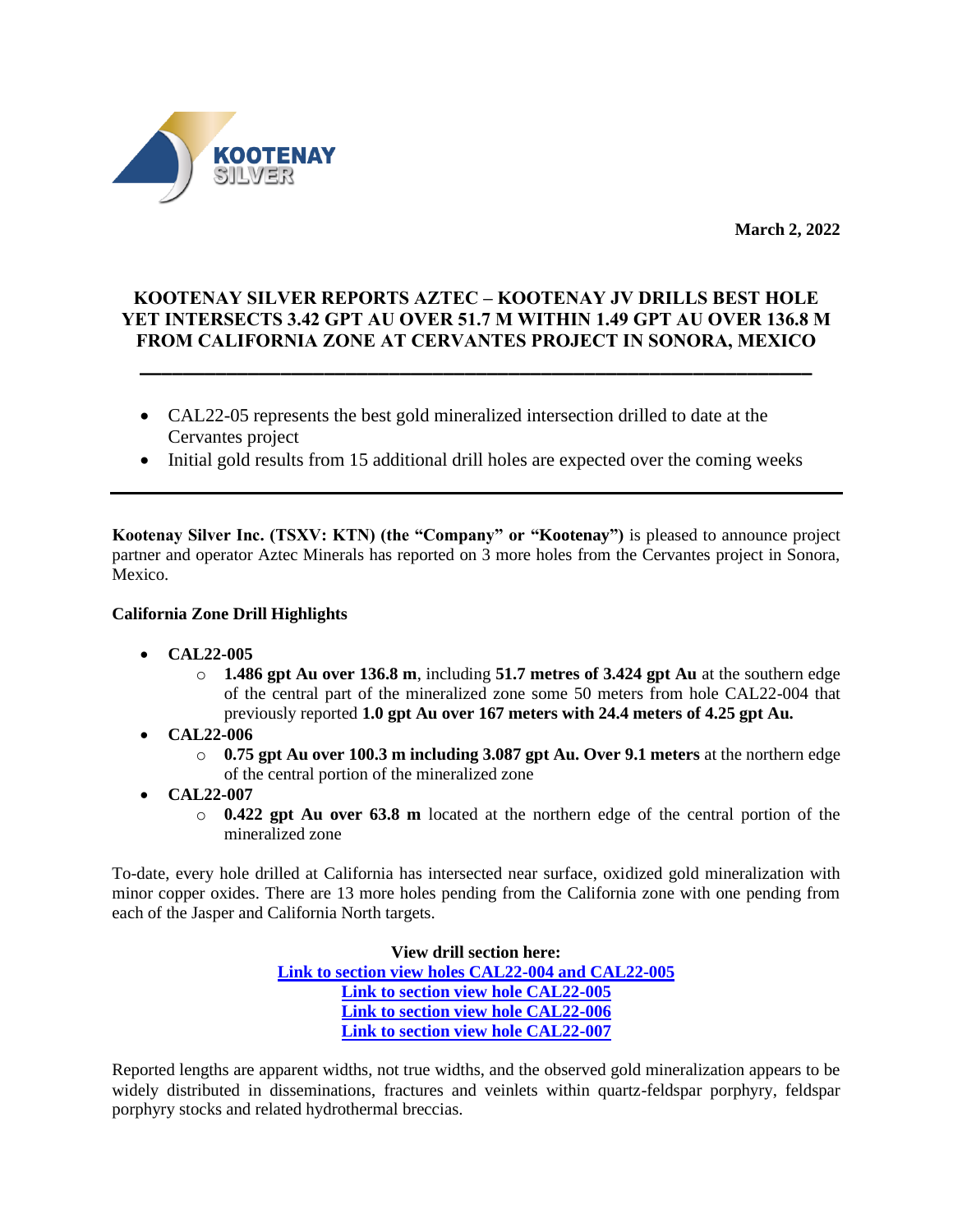March 2, 2022

# KOOTENAY SILVER REPORTS AZTEC – KOOTENAY JV DRILLS BEST HOLE YET INTERSECTS 3.42 GPT AU OVER 51.7 M WITHIN 1.49 GPT AU OVER 136.8 M FROM CALIFORNIA ZONE AT CERVANTES PROJECT IN SONORA, MEXICO

- CAL22-05 represents the best gold mineralized intersection drilled to date at the Cervantes project
- Initial gold results from 15 additional drill holes are expected over the coming weeks

---

**Kootenay Silver Inc. (TSXV: KTN) (the "Company" or "Kootenay")** is pleased to announce project partner and operator Aztec Minerals has reported on 3 more holes from the Cervantes project in Sonora, Mexico.

**California Zone Drill Highlights**

- **CAL22-005**
  - **1.486 gpt Au over 136.8 m**, including **51.7 metres of 3.424 gpt Au** at the southern edge of the central part of the mineralized zone some 50 meters from hole CAL22-004 that previously reported **1.0 gpt Au over 167 meters with 24.4 meters of 4.25 gpt Au.**
- **CAL22-006**
  - **0.75 gpt Au over 100.3 m including 3.087 gpt Au. Over 9.1 meters** at the northern edge of the central portion of the mineralized zone
- **CAL22-007**
  - **0.422 gpt Au over 63.8 m** located at the northern edge of the central portion of the mineralized zone

To-date, every hole drilled at California has intersected near surface, oxidized gold mineralization with minor copper oxides. There are 13 more holes pending from the California zone with one pending from each of the Jasper and California North targets.

**View drill section here:**
**Link to section view holes CAL22-004 and CAL22-005**
**Link to section view hole CAL22-005**
**Link to section view hole CAL22-006**
**Link to section view hole CAL22-007**

Reported lengths are apparent widths, not true widths, and the observed gold mineralization appears to be widely distributed in disseminations, fractures and veinlets within quartz-feldspar porphyry, feldspar porphyry stocks and related hydrothermal breccias.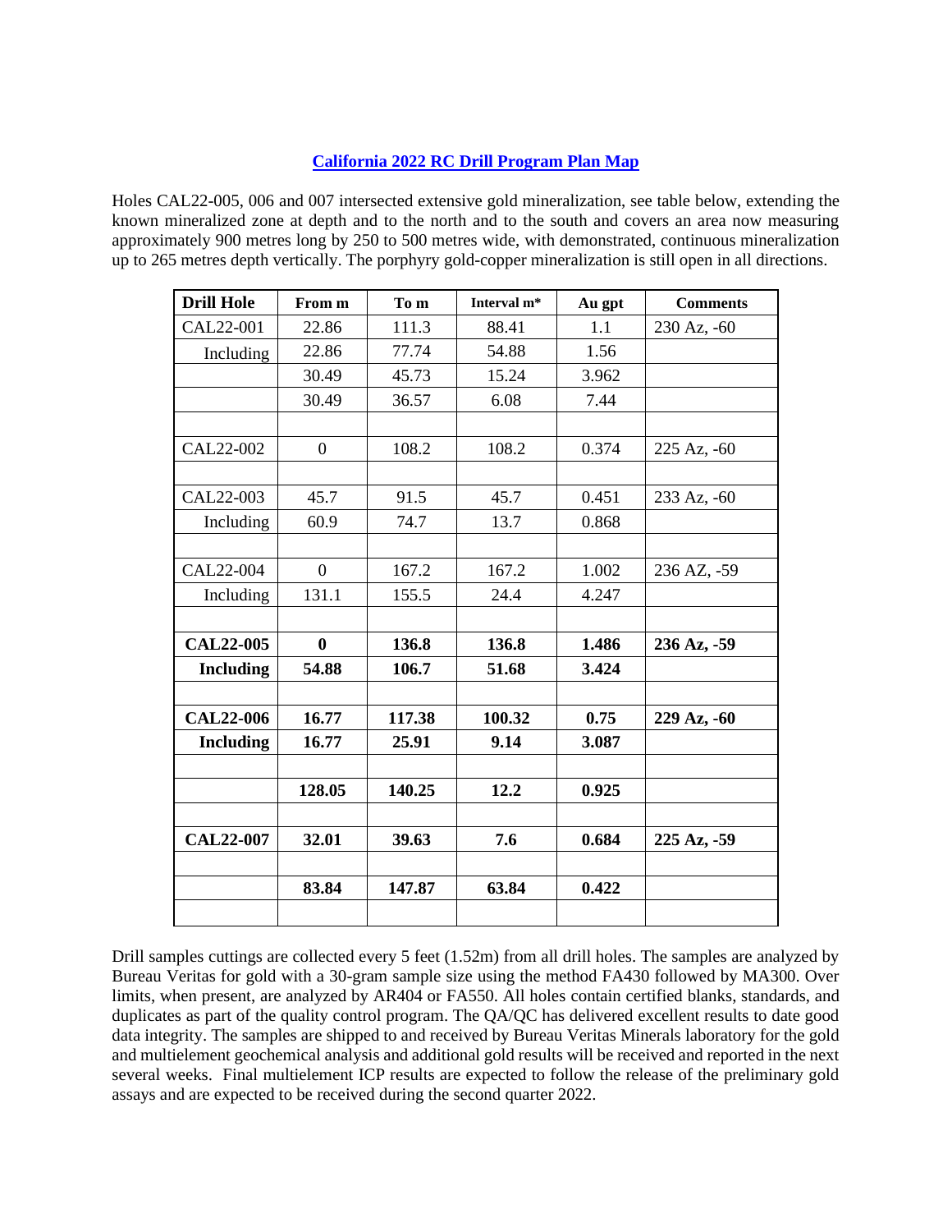[**California 2022 RC Drill Program Plan Map**]

Holes CAL22-005, 006 and 007 intersected extensive gold mineralization, see table below, extending the known mineralized zone at depth and to the north and to the south and covers an area now measuring approximately 900 metres long by 250 to 500 metres wide, with demonstrated, continuous mineralization up to 265 metres depth vertically. The porphyry gold-copper mineralization is still open in all directions.

| Drill Hole | From m | To m | Interval m* | Au gpt | Comments |
|---|---|---|---|---|---|
| CAL22-001 | 22.86 | 111.3 | 88.41 | 1.1 | 230 Az, -60 |
| Including | 22.86 | 77.74 | 54.88 | 1.56 | |
| | 30.49 | 45.73 | 15.24 | 3.962 | |
| | 30.49 | 36.57 | 6.08 | 7.44 | |
| | | | | | |
| CAL22-002 | 0 | 108.2 | 108.2 | 0.374 | 225 Az, -60 |
| | | | | | |
| CAL22-003 | 45.7 | 91.5 | 45.7 | 0.451 | 233 Az, -60 |
| Including | 60.9 | 74.7 | 13.7 | 0.868 | |
| | | | | | |
| CAL22-004 | 0 | 167.2 | 167.2 | 1.002 | 236 AZ, -59 |
| Including | 131.1 | 155.5 | 24.4 | 4.247 | |
| | | | | | |
| **CAL22-005** | **0** | **136.8** | **136.8** | **1.486** | **236 Az, -59** |
| **Including** | **54.88** | **106.7** | **51.68** | **3.424** | |
| | | | | | |
| **CAL22-006** | **16.77** | **117.38** | **100.32** | **0.75** | **229 Az, -60** |
| **Including** | **16.77** | **25.91** | **9.14** | **3.087** | |
| | | | | | |
| | **128.05** | **140.25** | **12.2** | **0.925** | |
| | | | | | |
| **CAL22-007** | **32.01** | **39.63** | **7.6** | **0.684** | **225 Az, -59** |
| | | | | | |
| | **83.84** | **147.87** | **63.84** | **0.422** | |
| | | | | | |

Drill samples cuttings are collected every 5 feet (1.52m) from all drill holes. The samples are analyzed by Bureau Veritas for gold with a 30-gram sample size using the method FA430 followed by MA300. Over limits, when present, are analyzed by AR404 or FA550. All holes contain certified blanks, standards, and duplicates as part of the quality control program. The QA/QC has delivered excellent results to date good data integrity. The samples are shipped to and received by Bureau Veritas Minerals laboratory for the gold and multielement geochemical analysis and additional gold results will be received and reported in the next several weeks. Final multielement ICP results are expected to follow the release of the preliminary gold assays and are expected to be received during the second quarter 2022.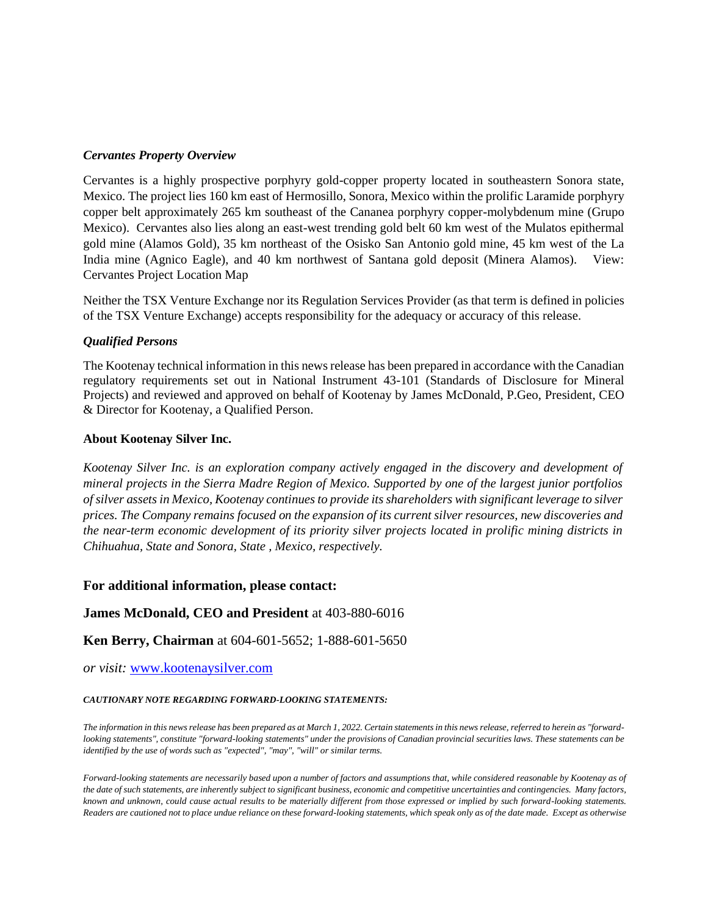***Cervantes Property Overview***

Cervantes is a highly prospective porphyry gold-copper property located in southeastern Sonora state, Mexico. The project lies 160 km east of Hermosillo, Sonora, Mexico within the prolific Laramide porphyry copper belt approximately 265 km southeast of the Cananea porphyry copper-molybdenum mine (Grupo Mexico). Cervantes also lies along an east-west trending gold belt 60 km west of the Mulatos epithermal gold mine (Alamos Gold), 35 km northeast of the Osisko San Antonio gold mine, 45 km west of the La India mine (Agnico Eagle), and 40 km northwest of Santana gold deposit (Minera Alamos). View: Cervantes Project Location Map

Neither the TSX Venture Exchange nor its Regulation Services Provider (as that term is defined in policies of the TSX Venture Exchange) accepts responsibility for the adequacy or accuracy of this release.

***Qualified Persons***

The Kootenay technical information in this news release has been prepared in accordance with the Canadian regulatory requirements set out in National Instrument 43-101 (Standards of Disclosure for Mineral Projects) and reviewed and approved on behalf of Kootenay by James McDonald, P.Geo, President, CEO & Director for Kootenay, a Qualified Person.

**About Kootenay Silver Inc.**

*Kootenay Silver Inc. is an exploration company actively engaged in the discovery and development of mineral projects in the Sierra Madre Region of Mexico. Supported by one of the largest junior portfolios of silver assets in Mexico, Kootenay continues to provide its shareholders with significant leverage to silver prices. The Company remains focused on the expansion of its current silver resources, new discoveries and the near-term economic development of its priority silver projects located in prolific mining districts in Chihuahua, State and Sonora, State , Mexico, respectively.*

**For additional information, please contact:**

**James McDonald, CEO and President** at 403-880-6016

**Ken Berry, Chairman** at 604-601-5652; 1-888-601-5650

*or visit:* www.kootenaysilver.com

***CAUTIONARY NOTE REGARDING FORWARD-LOOKING STATEMENTS:***

*The information in this news release has been prepared as at March 1, 2022. Certain statements in this news release, referred to herein as "forward-looking statements", constitute "forward-looking statements" under the provisions of Canadian provincial securities laws. These statements can be identified by the use of words such as "expected", "may", "will" or similar terms.*

*Forward-looking statements are necessarily based upon a number of factors and assumptions that, while considered reasonable by Kootenay as of the date of such statements, are inherently subject to significant business, economic and competitive uncertainties and contingencies. Many factors, known and unknown, could cause actual results to be materially different from those expressed or implied by such forward-looking statements. Readers are cautioned not to place undue reliance on these forward-looking statements, which speak only as of the date made. Except as otherwise*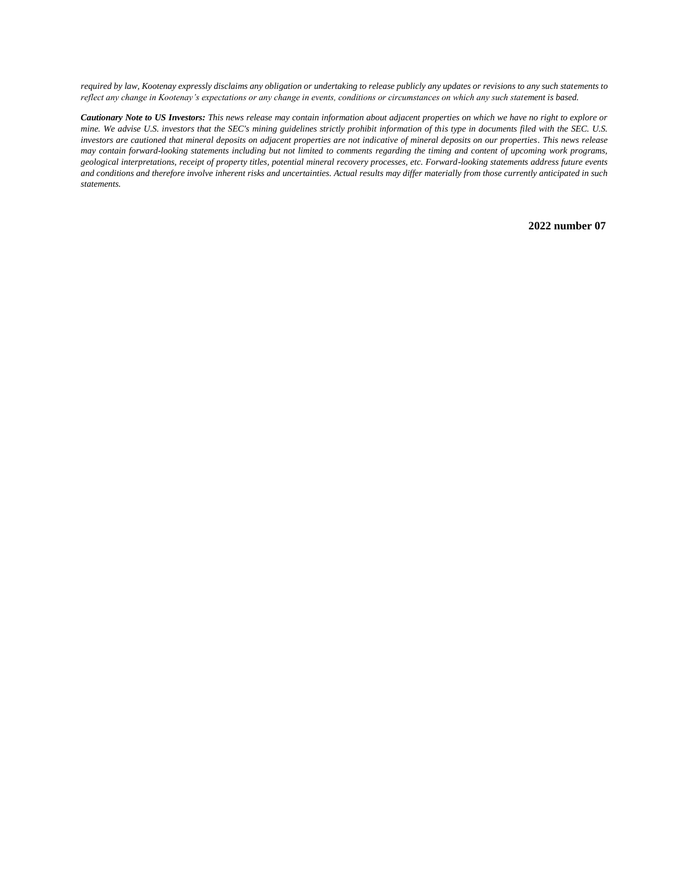*required by law, Kootenay expressly disclaims any obligation or undertaking to release publicly any updates or revisions to any such statements to reflect any change in Kootenay's expectations or any change in events, conditions or circumstances on which any such statement is based.*

***Cautionary Note to US Investors:*** *This news release may contain information about adjacent properties on which we have no right to explore or mine. We advise U.S. investors that the SEC's mining guidelines strictly prohibit information of this type in documents filed with the SEC. U.S. investors are cautioned that mineral deposits on adjacent properties are not indicative of mineral deposits on our properties. This news release may contain forward-looking statements including but not limited to comments regarding the timing and content of upcoming work programs, geological interpretations, receipt of property titles, potential mineral recovery processes, etc. Forward-looking statements address future events and conditions and therefore involve inherent risks and uncertainties. Actual results may differ materially from those currently anticipated in such statements.*

**2022 number 07**